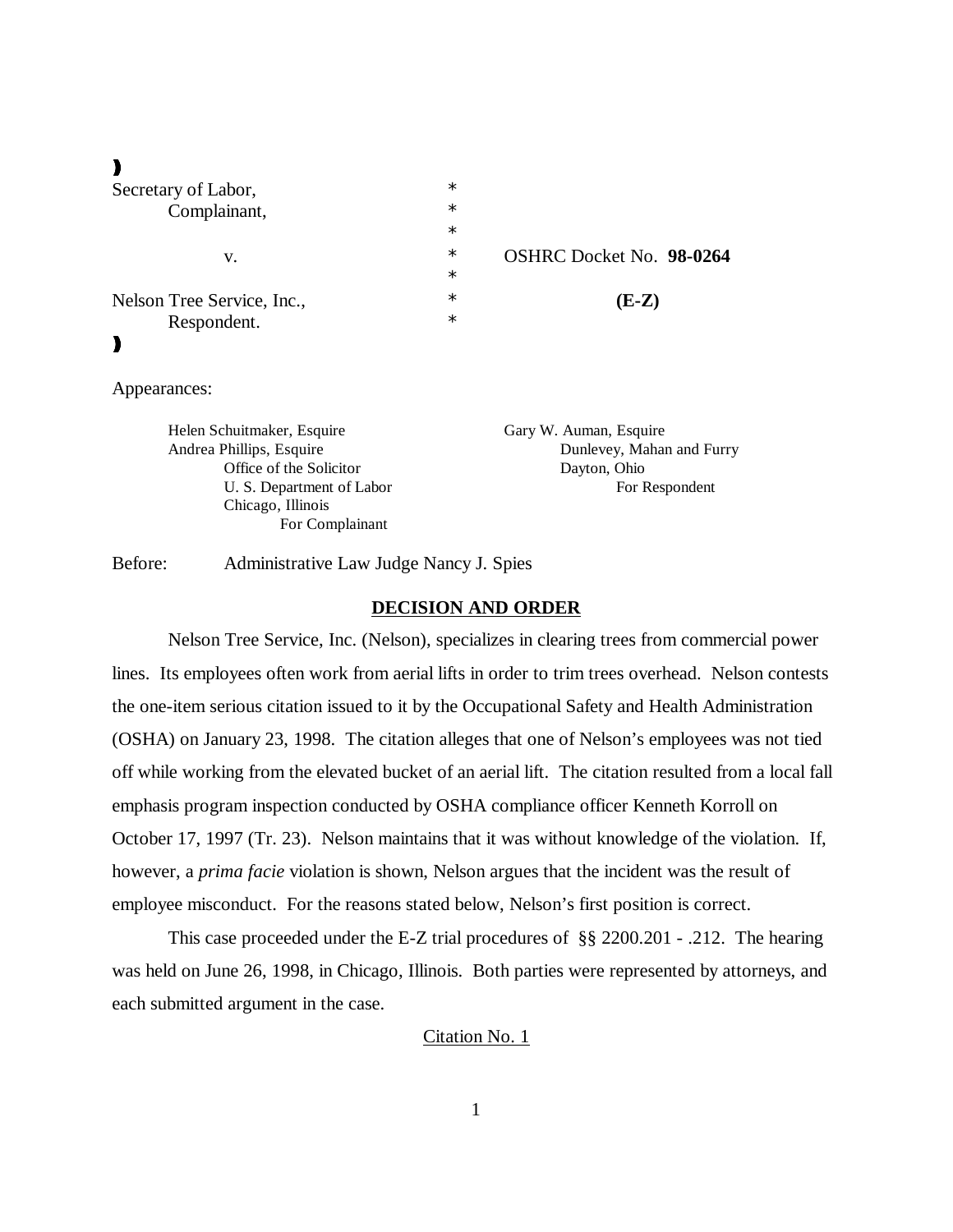| | | |
|---|---|---|
| Secretary of Labor, | * | |
| Complainant, | * | |
| | * | |
| v. | * | OSHRC Docket No. **98-0264** |
| | * | |
| Nelson Tree Service, Inc., | * | **(E-Z)** |
| Respondent. | * | |

Appearances:

Helen Schuitmaker, Esquire
Andrea Phillips, Esquire
Office of the Solicitor
U. S. Department of Labor
Chicago, Illinois
For Complainant

Gary W. Auman, Esquire
Dunlevey, Mahan and Furry
Dayton, Ohio
For Respondent

Before: Administrative Law Judge Nancy J. Spies

## DECISION AND ORDER

Nelson Tree Service, Inc. (Nelson), specializes in clearing trees from commercial power lines. Its employees often work from aerial lifts in order to trim trees overhead. Nelson contests the one-item serious citation issued to it by the Occupational Safety and Health Administration (OSHA) on January 23, 1998. The citation alleges that one of Nelson's employees was not tied off while working from the elevated bucket of an aerial lift. The citation resulted from a local fall emphasis program inspection conducted by OSHA compliance officer Kenneth Korroll on October 17, 1997 (Tr. 23). Nelson maintains that it was without knowledge of the violation. If, however, a *prima facie* violation is shown, Nelson argues that the incident was the result of employee misconduct. For the reasons stated below, Nelson's first position is correct.

This case proceeded under the E-Z trial procedures of §§ 2200.201 - .212. The hearing was held on June 26, 1998, in Chicago, Illinois. Both parties were represented by attorneys, and each submitted argument in the case.

### Citation No. 1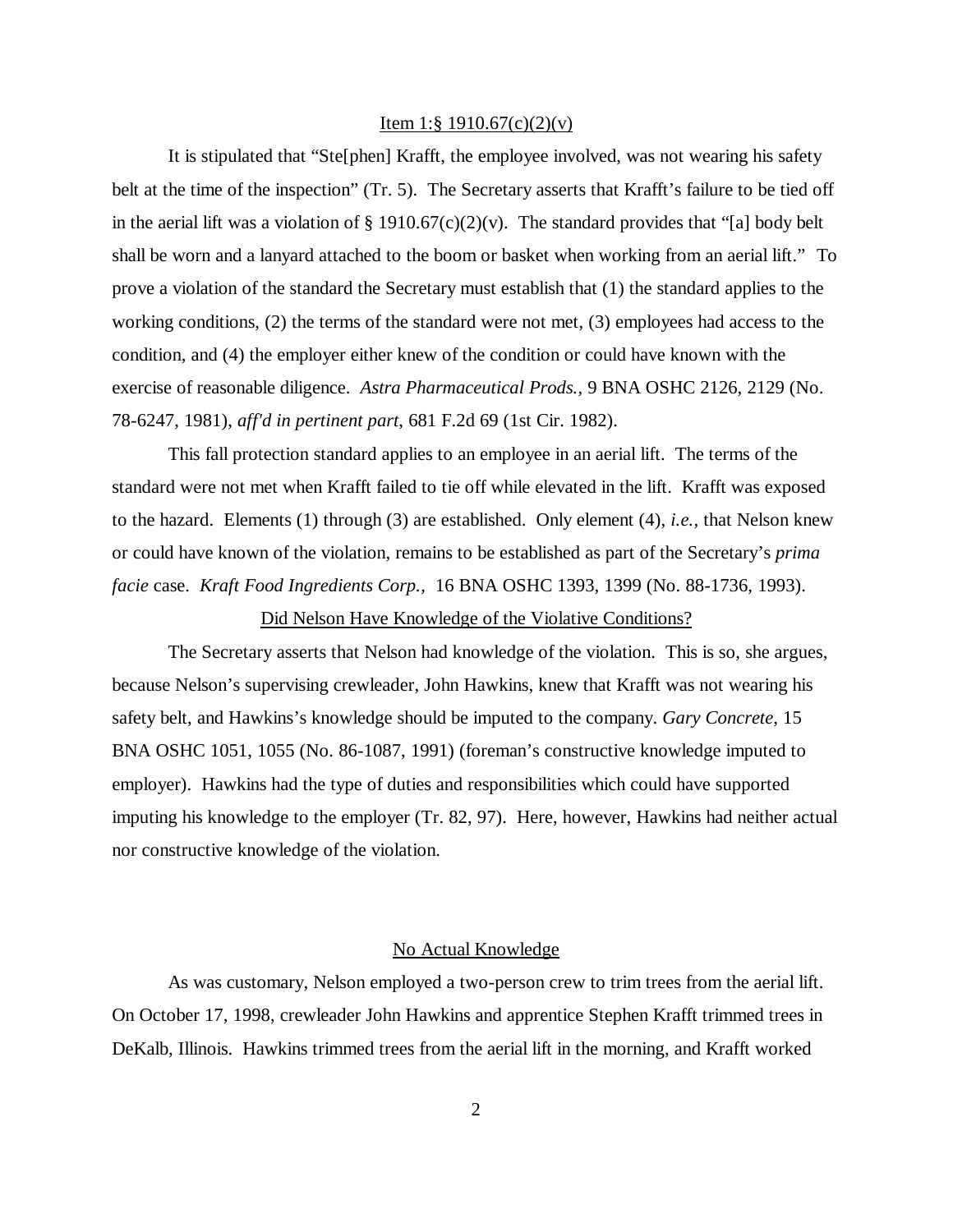<u>Item 1:§ 1910.67(c)(2)(v)</u>

It is stipulated that "Ste[phen] Krafft, the employee involved, was not wearing his safety belt at the time of the inspection" (Tr. 5). The Secretary asserts that Krafft's failure to be tied off in the aerial lift was a violation of § 1910.67(c)(2)(v). The standard provides that "[a] body belt shall be worn and a lanyard attached to the boom or basket when working from an aerial lift." To prove a violation of the standard the Secretary must establish that (1) the standard applies to the working conditions, (2) the terms of the standard were not met, (3) employees had access to the condition, and (4) the employer either knew of the condition or could have known with the exercise of reasonable diligence. *Astra Pharmaceutical Prods.*, 9 BNA OSHC 2126, 2129 (No. 78-6247, 1981), *aff'd in pertinent part*, 681 F.2d 69 (1st Cir. 1982).

This fall protection standard applies to an employee in an aerial lift. The terms of the standard were not met when Krafft failed to tie off while elevated in the lift. Krafft was exposed to the hazard. Elements (1) through (3) are established. Only element (4), *i.e.*, that Nelson knew or could have known of the violation, remains to be established as part of the Secretary's *prima facie* case. *Kraft Food Ingredients Corp.*, 16 BNA OSHC 1393, 1399 (No. 88-1736, 1993).

<u>Did Nelson Have Knowledge of the Violative Conditions?</u>

The Secretary asserts that Nelson had knowledge of the violation. This is so, she argues, because Nelson's supervising crewleader, John Hawkins, knew that Krafft was not wearing his safety belt, and Hawkins's knowledge should be imputed to the company. *Gary Concrete*, 15 BNA OSHC 1051, 1055 (No. 86-1087, 1991) (foreman's constructive knowledge imputed to employer). Hawkins had the type of duties and responsibilities which could have supported imputing his knowledge to the employer (Tr. 82, 97). Here, however, Hawkins had neither actual nor constructive knowledge of the violation.

<u>No Actual Knowledge</u>

As was customary, Nelson employed a two-person crew to trim trees from the aerial lift. On October 17, 1998, crewleader John Hawkins and apprentice Stephen Krafft trimmed trees in DeKalb, Illinois. Hawkins trimmed trees from the aerial lift in the morning, and Krafft worked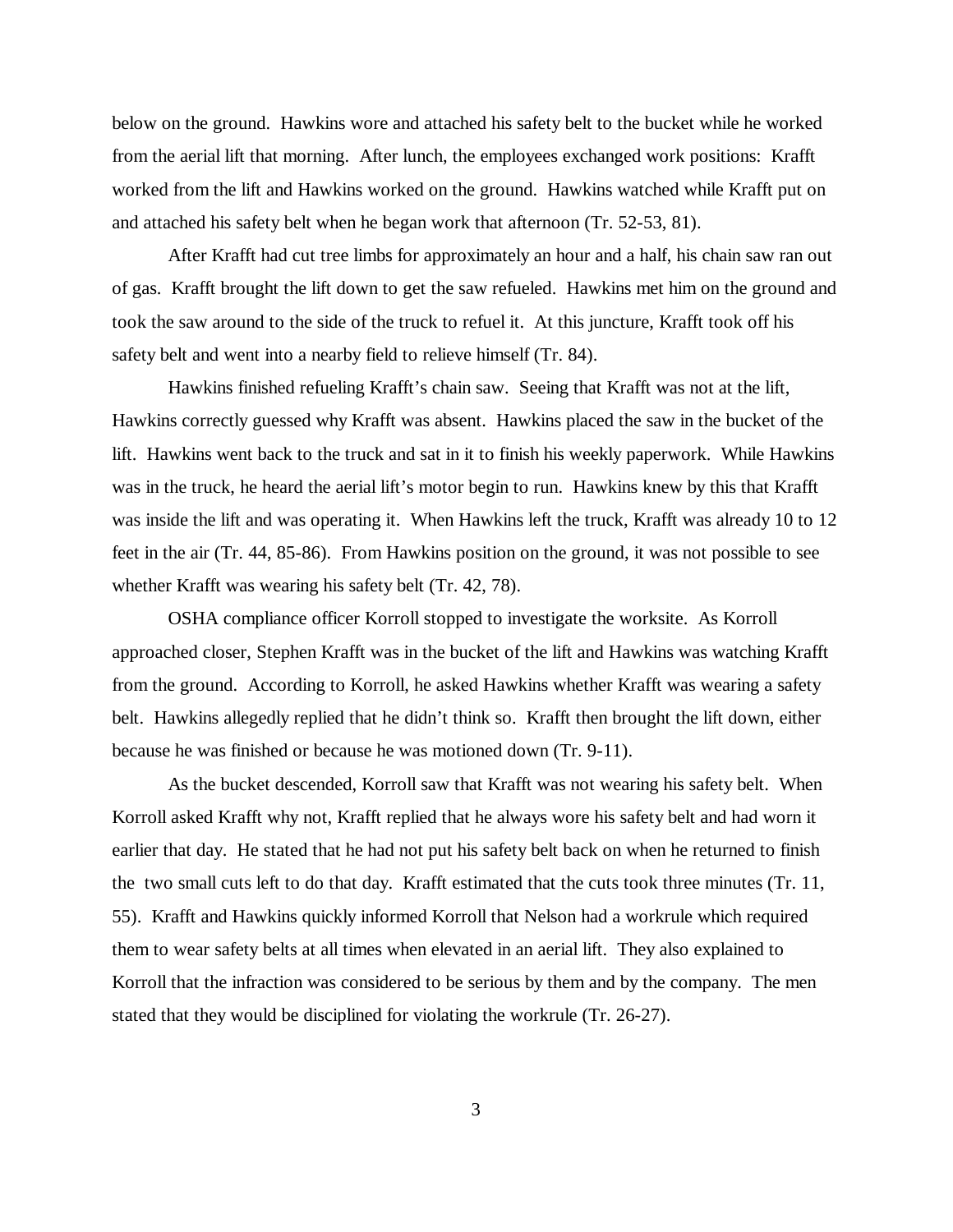below on the ground. Hawkins wore and attached his safety belt to the bucket while he worked from the aerial lift that morning. After lunch, the employees exchanged work positions: Krafft worked from the lift and Hawkins worked on the ground. Hawkins watched while Krafft put on and attached his safety belt when he began work that afternoon (Tr. 52-53, 81).

After Krafft had cut tree limbs for approximately an hour and a half, his chain saw ran out of gas. Krafft brought the lift down to get the saw refueled. Hawkins met him on the ground and took the saw around to the side of the truck to refuel it. At this juncture, Krafft took off his safety belt and went into a nearby field to relieve himself (Tr. 84).

Hawkins finished refueling Krafft's chain saw. Seeing that Krafft was not at the lift, Hawkins correctly guessed why Krafft was absent. Hawkins placed the saw in the bucket of the lift. Hawkins went back to the truck and sat in it to finish his weekly paperwork. While Hawkins was in the truck, he heard the aerial lift's motor begin to run. Hawkins knew by this that Krafft was inside the lift and was operating it. When Hawkins left the truck, Krafft was already 10 to 12 feet in the air (Tr. 44, 85-86). From Hawkins position on the ground, it was not possible to see whether Krafft was wearing his safety belt (Tr. 42, 78).

OSHA compliance officer Korroll stopped to investigate the worksite. As Korroll approached closer, Stephen Krafft was in the bucket of the lift and Hawkins was watching Krafft from the ground. According to Korroll, he asked Hawkins whether Krafft was wearing a safety belt. Hawkins allegedly replied that he didn't think so. Krafft then brought the lift down, either because he was finished or because he was motioned down (Tr. 9-11).

As the bucket descended, Korroll saw that Krafft was not wearing his safety belt. When Korroll asked Krafft why not, Krafft replied that he always wore his safety belt and had worn it earlier that day. He stated that he had not put his safety belt back on when he returned to finish the two small cuts left to do that day. Krafft estimated that the cuts took three minutes (Tr. 11, 55). Krafft and Hawkins quickly informed Korroll that Nelson had a workrule which required them to wear safety belts at all times when elevated in an aerial lift. They also explained to Korroll that the infraction was considered to be serious by them and by the company. The men stated that they would be disciplined for violating the workrule (Tr. 26-27).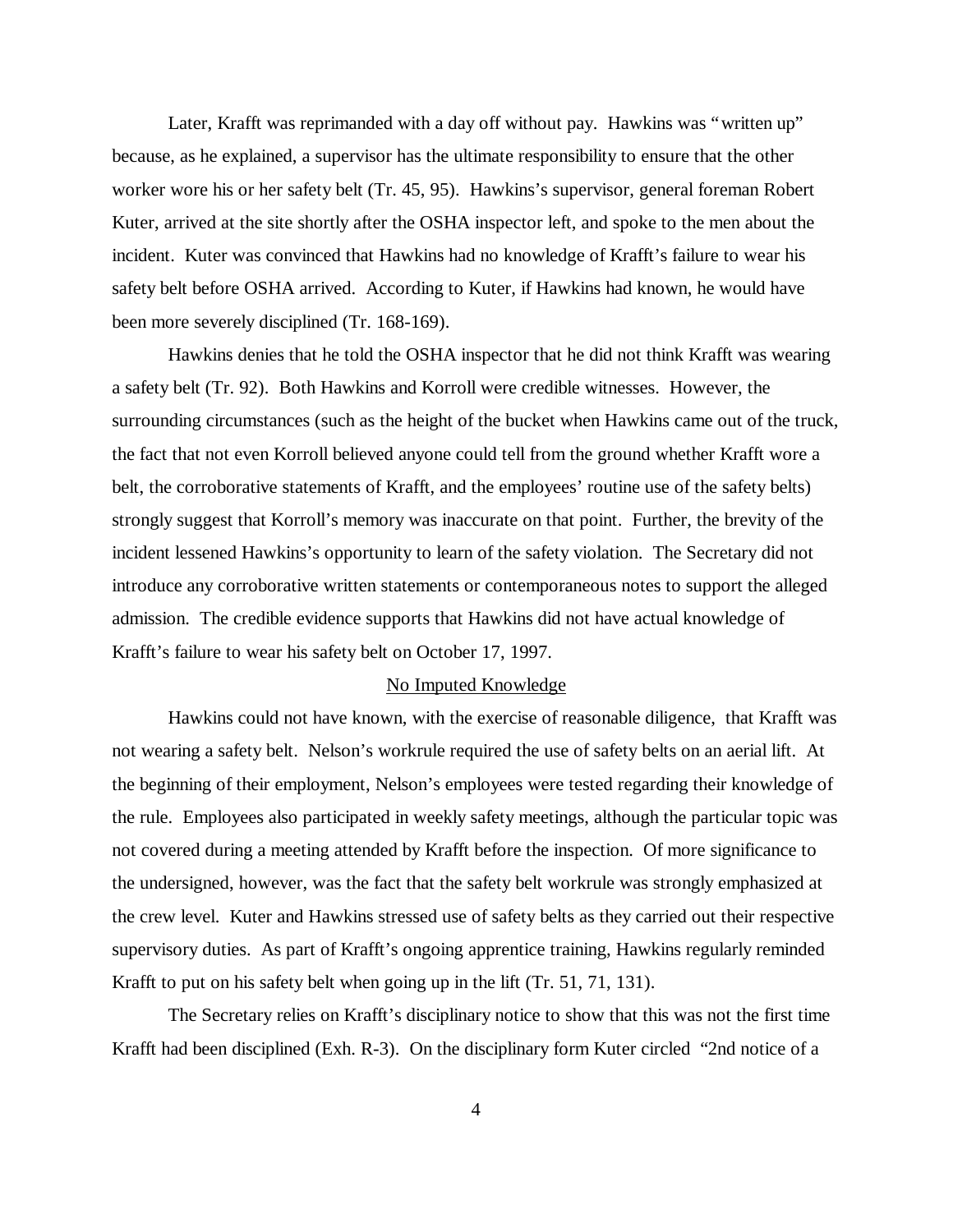Later, Krafft was reprimanded with a day off without pay. Hawkins was "written up" because, as he explained, a supervisor has the ultimate responsibility to ensure that the other worker wore his or her safety belt (Tr. 45, 95). Hawkins's supervisor, general foreman Robert Kuter, arrived at the site shortly after the OSHA inspector left, and spoke to the men about the incident. Kuter was convinced that Hawkins had no knowledge of Krafft's failure to wear his safety belt before OSHA arrived. According to Kuter, if Hawkins had known, he would have been more severely disciplined (Tr. 168-169).

Hawkins denies that he told the OSHA inspector that he did not think Krafft was wearing a safety belt (Tr. 92). Both Hawkins and Korroll were credible witnesses. However, the surrounding circumstances (such as the height of the bucket when Hawkins came out of the truck, the fact that not even Korroll believed anyone could tell from the ground whether Krafft wore a belt, the corroborative statements of Krafft, and the employees' routine use of the safety belts) strongly suggest that Korroll's memory was inaccurate on that point. Further, the brevity of the incident lessened Hawkins's opportunity to learn of the safety violation. The Secretary did not introduce any corroborative written statements or contemporaneous notes to support the alleged admission. The credible evidence supports that Hawkins did not have actual knowledge of Krafft's failure to wear his safety belt on October 17, 1997.

## No Imputed Knowledge

Hawkins could not have known, with the exercise of reasonable diligence, that Krafft was not wearing a safety belt. Nelson's workrule required the use of safety belts on an aerial lift. At the beginning of their employment, Nelson's employees were tested regarding their knowledge of the rule. Employees also participated in weekly safety meetings, although the particular topic was not covered during a meeting attended by Krafft before the inspection. Of more significance to the undersigned, however, was the fact that the safety belt workrule was strongly emphasized at the crew level. Kuter and Hawkins stressed use of safety belts as they carried out their respective supervisory duties. As part of Krafft's ongoing apprentice training, Hawkins regularly reminded Krafft to put on his safety belt when going up in the lift (Tr. 51, 71, 131).

The Secretary relies on Krafft's disciplinary notice to show that this was not the first time Krafft had been disciplined (Exh. R-3). On the disciplinary form Kuter circled "2nd notice of a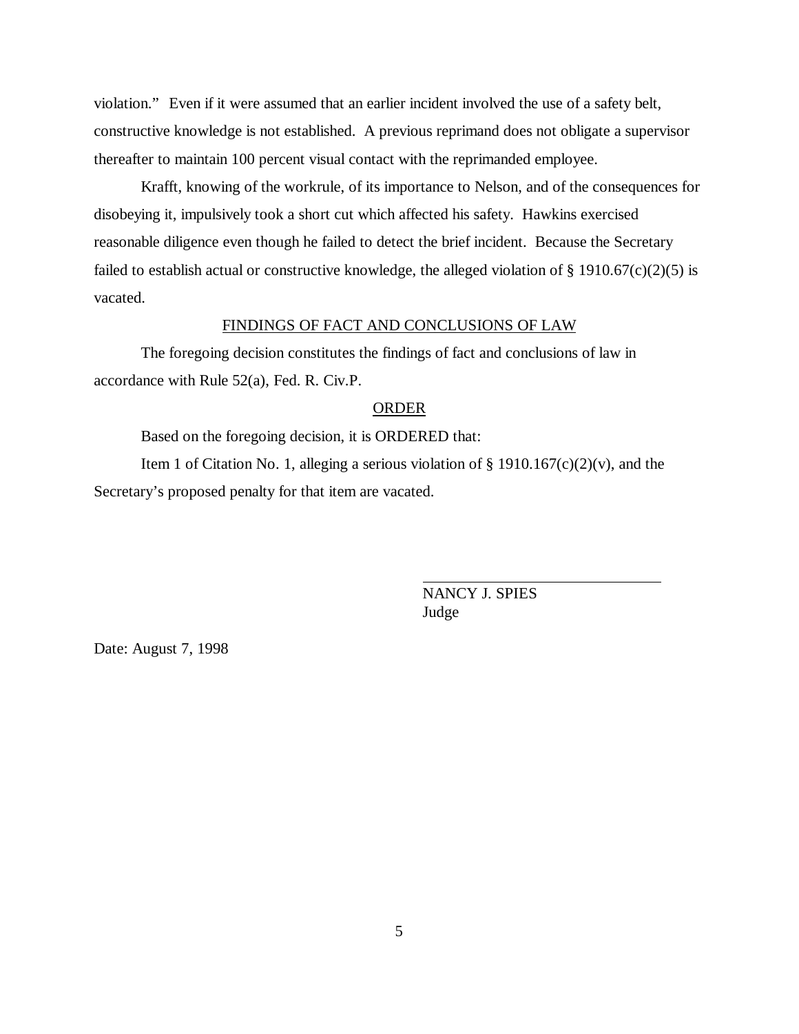violation." Even if it were assumed that an earlier incident involved the use of a safety belt, constructive knowledge is not established. A previous reprimand does not obligate a supervisor thereafter to maintain 100 percent visual contact with the reprimanded employee.

Krafft, knowing of the workrule, of its importance to Nelson, and of the consequences for disobeying it, impulsively took a short cut which affected his safety. Hawkins exercised reasonable diligence even though he failed to detect the brief incident. Because the Secretary failed to establish actual or constructive knowledge, the alleged violation of § 1910.67(c)(2)(5) is vacated.

## FINDINGS OF FACT AND CONCLUSIONS OF LAW

The foregoing decision constitutes the findings of fact and conclusions of law in accordance with Rule 52(a), Fed. R. Civ.P.

## ORDER

Based on the foregoing decision, it is ORDERED that:

Item 1 of Citation No. 1, alleging a serious violation of § 1910.167(c)(2)(v), and the Secretary's proposed penalty for that item are vacated.

NANCY J. SPIES
Judge

Date: August 7, 1998